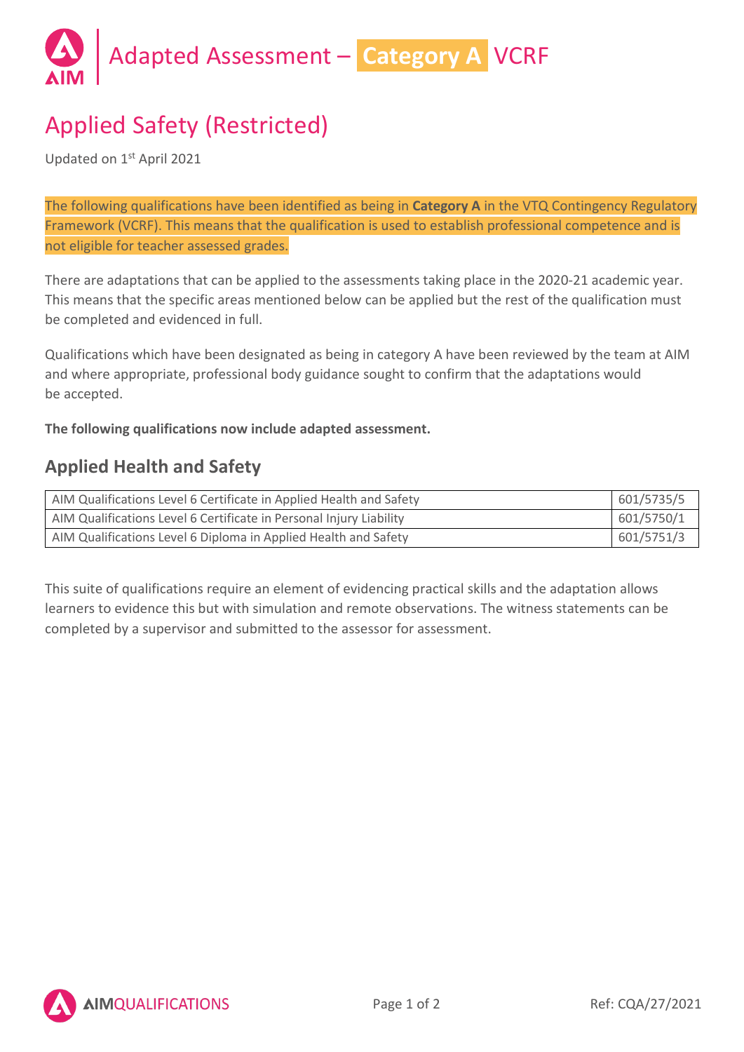# Adapted Assessment – Category A VCRF

# Applied Safety (Restricted)

Updated on 1st April 2021

The following qualifications have been identified as being in **Category A** in the VTQ Contingency Regulatory Framework (VCRF). This means that the qualification is used to establish professional competence and is not eligible for teacher assessed grades.

There are adaptations that can be applied to the assessments taking place in the 2020-21 academic year. This means that the specific areas mentioned below can be applied but the rest of the qualification must be completed and evidenced in full.

Qualifications which have been designated as being in category A have been reviewed by the team at AIM and where appropriate, professional body guidance sought to confirm that the adaptations would be accepted.

**The following qualifications now include adapted assessment.**

## Applied Health and Safety

| | |
|---|---|
| AIM Qualifications Level 6 Certificate in Applied Health and Safety | 601/5735/5 |
| AIM Qualifications Level 6 Certificate in Personal Injury Liability | 601/5750/1 |
| AIM Qualifications Level 6 Diploma in Applied Health and Safety | 601/5751/3 |

This suite of qualifications require an element of evidencing practical skills and the adaptation allows learners to evidence this but with simulation and remote observations. The witness statements can be completed by a supervisor and submitted to the assessor for assessment.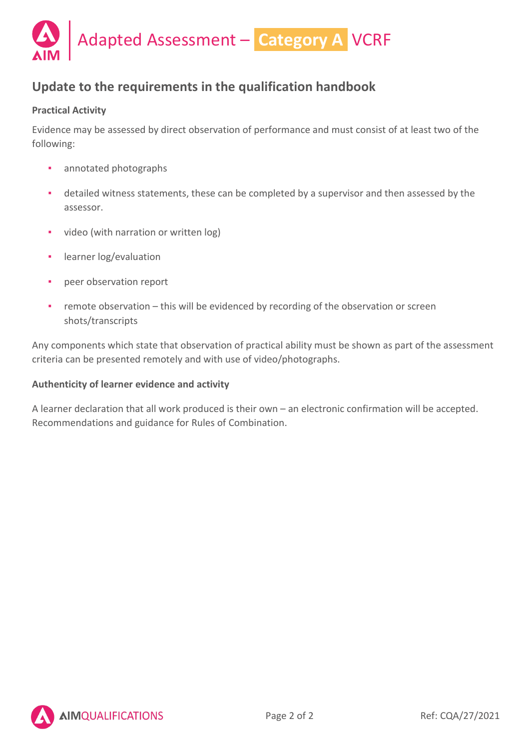## Update to the requirements in the qualification handbook

**Practical Activity**

Evidence may be assessed by direct observation of performance and must consist of at least two of the following:

- annotated photographs
- detailed witness statements, these can be completed by a supervisor and then assessed by the assessor.
- video (with narration or written log)
- learner log/evaluation
- peer observation report
- remote observation – this will be evidenced by recording of the observation or screen shots/transcripts

Any components which state that observation of practical ability must be shown as part of the assessment criteria can be presented remotely and with use of video/photographs.

**Authenticity of learner evidence and activity**

A learner declaration that all work produced is their own – an electronic confirmation will be accepted.
Recommendations and guidance for Rules of Combination.